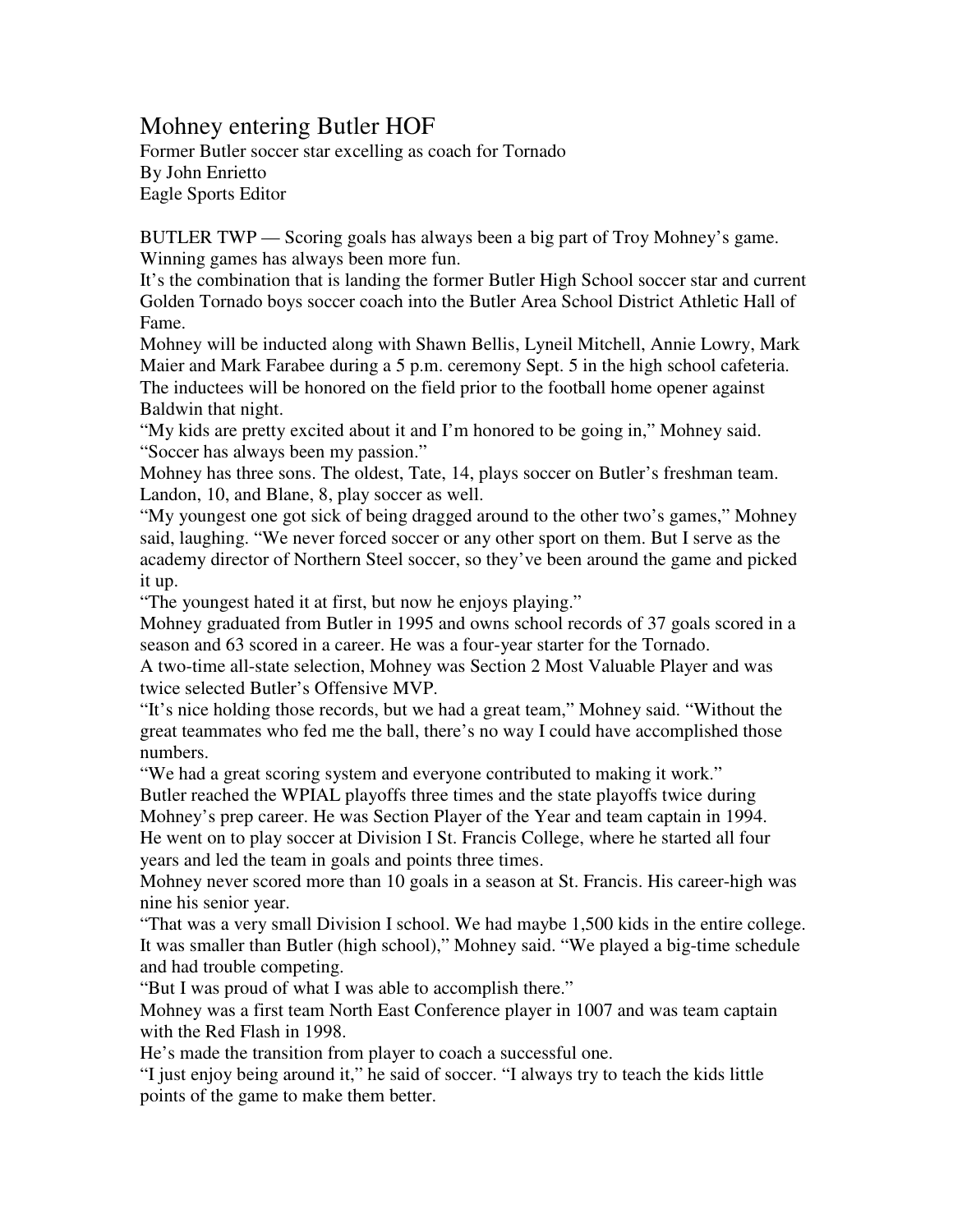# Mohney entering Butler HOF

Former Butler soccer star excelling as coach for Tornado
By John Enrietto
Eagle Sports Editor

BUTLER TWP — Scoring goals has always been a big part of Troy Mohney's game. Winning games has always been more fun.

It's the combination that is landing the former Butler High School soccer star and current Golden Tornado boys soccer coach into the Butler Area School District Athletic Hall of Fame.

Mohney will be inducted along with Shawn Bellis, Lyneil Mitchell, Annie Lowry, Mark Maier and Mark Farabee during a 5 p.m. ceremony Sept. 5 in the high school cafeteria. The inductees will be honored on the field prior to the football home opener against Baldwin that night.

"My kids are pretty excited about it and I'm honored to be going in," Mohney said. "Soccer has always been my passion."

Mohney has three sons. The oldest, Tate, 14, plays soccer on Butler's freshman team. Landon, 10, and Blane, 8, play soccer as well.

"My youngest one got sick of being dragged around to the other two's games," Mohney said, laughing. "We never forced soccer or any other sport on them. But I serve as the academy director of Northern Steel soccer, so they've been around the game and picked it up.

"The youngest hated it at first, but now he enjoys playing."

Mohney graduated from Butler in 1995 and owns school records of 37 goals scored in a season and 63 scored in a career. He was a four-year starter for the Tornado.

A two-time all-state selection, Mohney was Section 2 Most Valuable Player and was twice selected Butler's Offensive MVP.

"It's nice holding those records, but we had a great team," Mohney said. "Without the great teammates who fed me the ball, there's no way I could have accomplished those numbers.

"We had a great scoring system and everyone contributed to making it work."

Butler reached the WPIAL playoffs three times and the state playoffs twice during Mohney's prep career. He was Section Player of the Year and team captain in 1994.

He went on to play soccer at Division I St. Francis College, where he started all four years and led the team in goals and points three times.

Mohney never scored more than 10 goals in a season at St. Francis. His career-high was nine his senior year.

"That was a very small Division I school. We had maybe 1,500 kids in the entire college. It was smaller than Butler (high school)," Mohney said. "We played a big-time schedule and had trouble competing.

"But I was proud of what I was able to accomplish there."

Mohney was a first team North East Conference player in 1007 and was team captain with the Red Flash in 1998.

He's made the transition from player to coach a successful one.

"I just enjoy being around it," he said of soccer. "I always try to teach the kids little points of the game to make them better.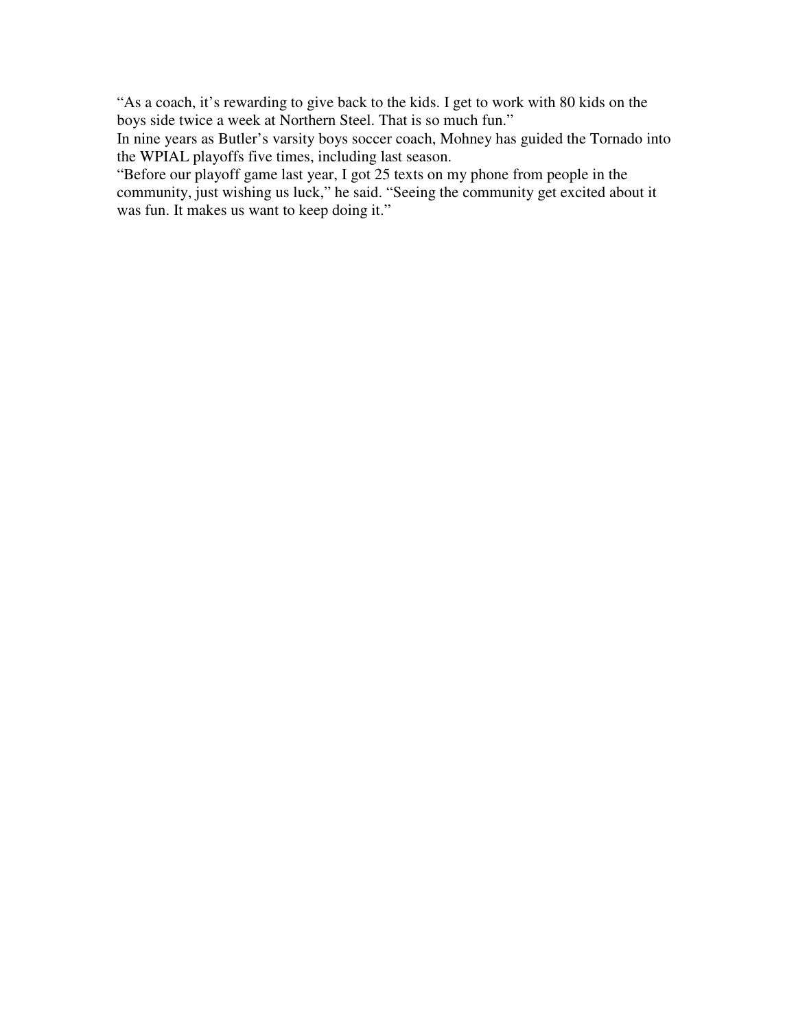"As a coach, it's rewarding to give back to the kids. I get to work with 80 kids on the boys side twice a week at Northern Steel. That is so much fun."

In nine years as Butler's varsity boys soccer coach, Mohney has guided the Tornado into the WPIAL playoffs five times, including last season.

"Before our playoff game last year, I got 25 texts on my phone from people in the community, just wishing us luck," he said. "Seeing the community get excited about it was fun. It makes us want to keep doing it."